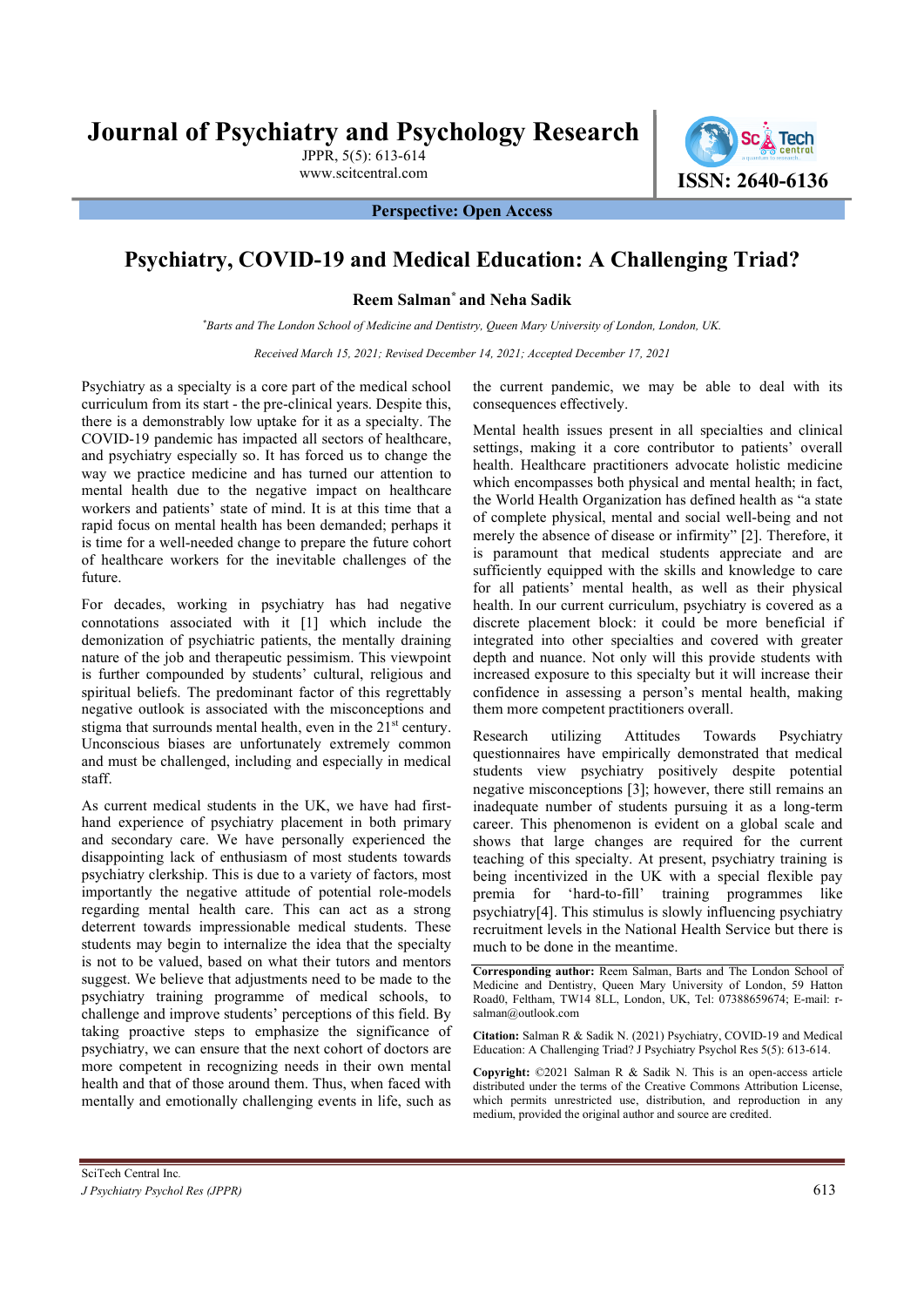# Journal of Psychiatry and Psychology Research

JPPR, 5(5): 613-614

www.scitcentral.com

ISSN: 2640-6136

**Perspective: Open Access**

## Psychiatry, COVID-19 and Medical Education: A Challenging Triad?

**Reem Salman*** **and Neha Sadik**

*\*Barts and The London School of Medicine and Dentistry, Queen Mary University of London, London, UK.*

*Received March 15, 2021; Revised December 14, 2021; Accepted December 17, 2021*

Psychiatry as a specialty is a core part of the medical school curriculum from its start - the pre-clinical years. Despite this, there is a demonstrably low uptake for it as a specialty. The COVID-19 pandemic has impacted all sectors of healthcare, and psychiatry especially so. It has forced us to change the way we practice medicine and has turned our attention to mental health due to the negative impact on healthcare workers and patients' state of mind. It is at this time that a rapid focus on mental health has been demanded; perhaps it is time for a well-needed change to prepare the future cohort of healthcare workers for the inevitable challenges of the future.

For decades, working in psychiatry has had negative connotations associated with it [1] which include the demonization of psychiatric patients, the mentally draining nature of the job and therapeutic pessimism. This viewpoint is further compounded by students' cultural, religious and spiritual beliefs. The predominant factor of this regrettably negative outlook is associated with the misconceptions and stigma that surrounds mental health, even in the 21st century. Unconscious biases are unfortunately extremely common and must be challenged, including and especially in medical staff.

As current medical students in the UK, we have had first-hand experience of psychiatry placement in both primary and secondary care. We have personally experienced the disappointing lack of enthusiasm of most students towards psychiatry clerkship. This is due to a variety of factors, most importantly the negative attitude of potential role-models regarding mental health care. This can act as a strong deterrent towards impressionable medical students. These students may begin to internalize the idea that the specialty is not to be valued, based on what their tutors and mentors suggest. We believe that adjustments need to be made to the psychiatry training programme of medical schools, to challenge and improve students' perceptions of this field. By taking proactive steps to emphasize the significance of psychiatry, we can ensure that the next cohort of doctors are more competent in recognizing needs in their own mental health and that of those around them. Thus, when faced with mentally and emotionally challenging events in life, such as the current pandemic, we may be able to deal with its consequences effectively.

Mental health issues present in all specialties and clinical settings, making it a core contributor to patients' overall health. Healthcare practitioners advocate holistic medicine which encompasses both physical and mental health; in fact, the World Health Organization has defined health as "a state of complete physical, mental and social well-being and not merely the absence of disease or infirmity" [2]. Therefore, it is paramount that medical students appreciate and are sufficiently equipped with the skills and knowledge to care for all patients' mental health, as well as their physical health. In our current curriculum, psychiatry is covered as a discrete placement block: it could be more beneficial if integrated into other specialties and covered with greater depth and nuance. Not only will this provide students with increased exposure to this specialty but it will increase their confidence in assessing a person's mental health, making them more competent practitioners overall.

Research utilizing Attitudes Towards Psychiatry questionnaires have empirically demonstrated that medical students view psychiatry positively despite potential negative misconceptions [3]; however, there still remains an inadequate number of students pursuing it as a long-term career. This phenomenon is evident on a global scale and shows that large changes are required for the current teaching of this specialty. At present, psychiatry training is being incentivized in the UK with a special flexible pay premia for 'hard-to-fill' training programmes like psychiatry[4]. This stimulus is slowly influencing psychiatry recruitment levels in the National Health Service but there is much to be done in the meantime.

**Corresponding author:** Reem Salman, Barts and The London School of Medicine and Dentistry, Queen Mary University of London, 59 Hatton Road0, Feltham, TW14 8LL, London, UK, Tel: 07388659674; E-mail: r-salman@outlook.com

**Citation:** Salman R & Sadik N. (2021) Psychiatry, COVID-19 and Medical Education: A Challenging Triad? J Psychiatry Psychol Res 5(5): 613-614.

**Copyright:** ©2021 Salman R & Sadik N. This is an open-access article distributed under the terms of the Creative Commons Attribution License, which permits unrestricted use, distribution, and reproduction in any medium, provided the original author and source are credited.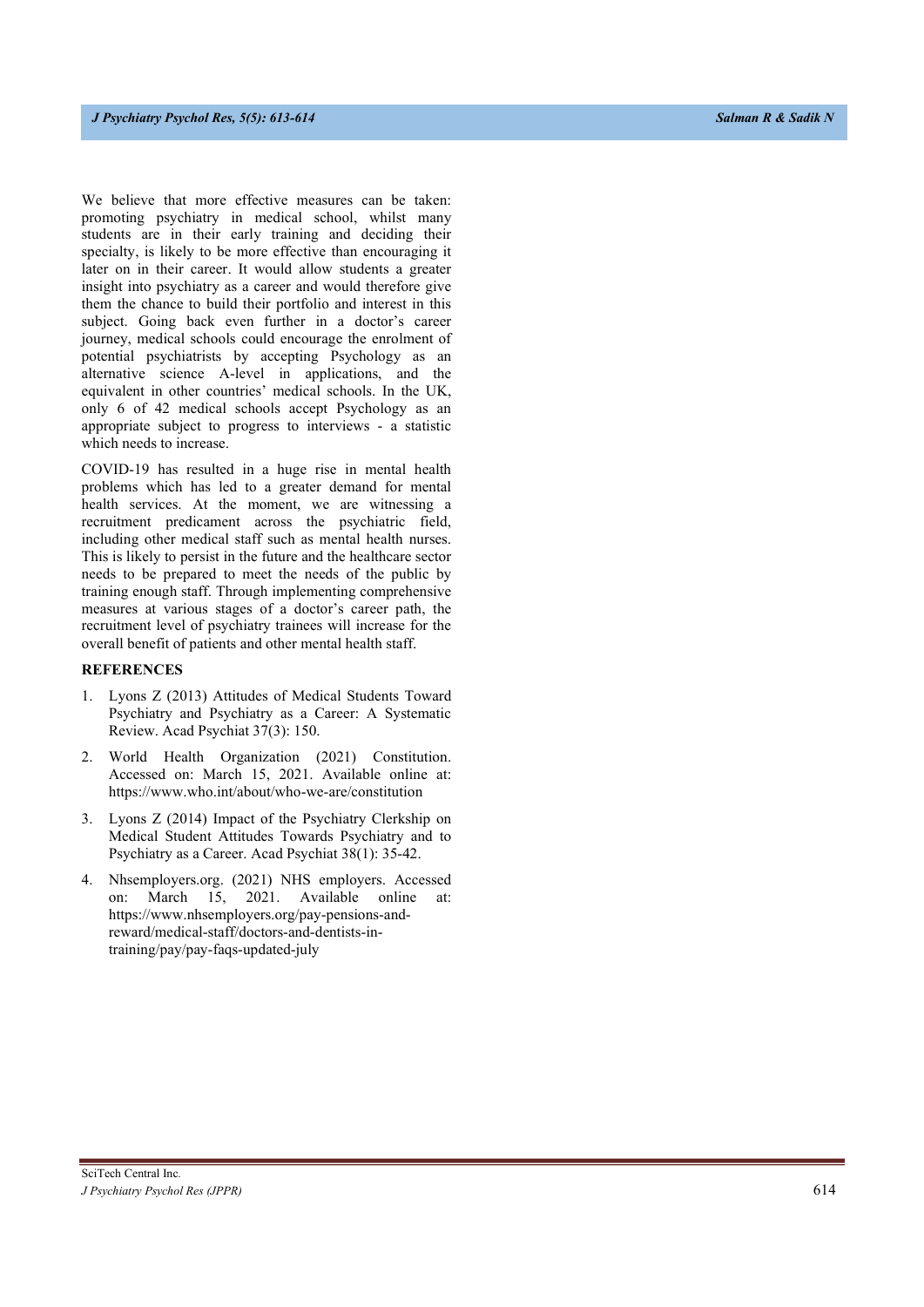We believe that more effective measures can be taken: promoting psychiatry in medical school, whilst many students are in their early training and deciding their specialty, is likely to be more effective than encouraging it later on in their career. It would allow students a greater insight into psychiatry as a career and would therefore give them the chance to build their portfolio and interest in this subject. Going back even further in a doctor's career journey, medical schools could encourage the enrolment of potential psychiatrists by accepting Psychology as an alternative science A-level in applications, and the equivalent in other countries' medical schools. In the UK, only 6 of 42 medical schools accept Psychology as an appropriate subject to progress to interviews - a statistic which needs to increase.

COVID-19 has resulted in a huge rise in mental health problems which has led to a greater demand for mental health services. At the moment, we are witnessing a recruitment predicament across the psychiatric field, including other medical staff such as mental health nurses. This is likely to persist in the future and the healthcare sector needs to be prepared to meet the needs of the public by training enough staff. Through implementing comprehensive measures at various stages of a doctor's career path, the recruitment level of psychiatry trainees will increase for the overall benefit of patients and other mental health staff.

## REFERENCES

1. Lyons Z (2013) Attitudes of Medical Students Toward Psychiatry and Psychiatry as a Career: A Systematic Review. Acad Psychiat 37(3): 150.
2. World Health Organization (2021) Constitution. Accessed on: March 15, 2021. Available online at: https://www.who.int/about/who-we-are/constitution
3. Lyons Z (2014) Impact of the Psychiatry Clerkship on Medical Student Attitudes Towards Psychiatry and to Psychiatry as a Career. Acad Psychiat 38(1): 35-42.
4. Nhsemployers.org. (2021) NHS employers. Accessed on: March 15, 2021. Available online at: https://www.nhsemployers.org/pay-pensions-and-reward/medical-staff/doctors-and-dentists-in-training/pay/pay-faqs-updated-july